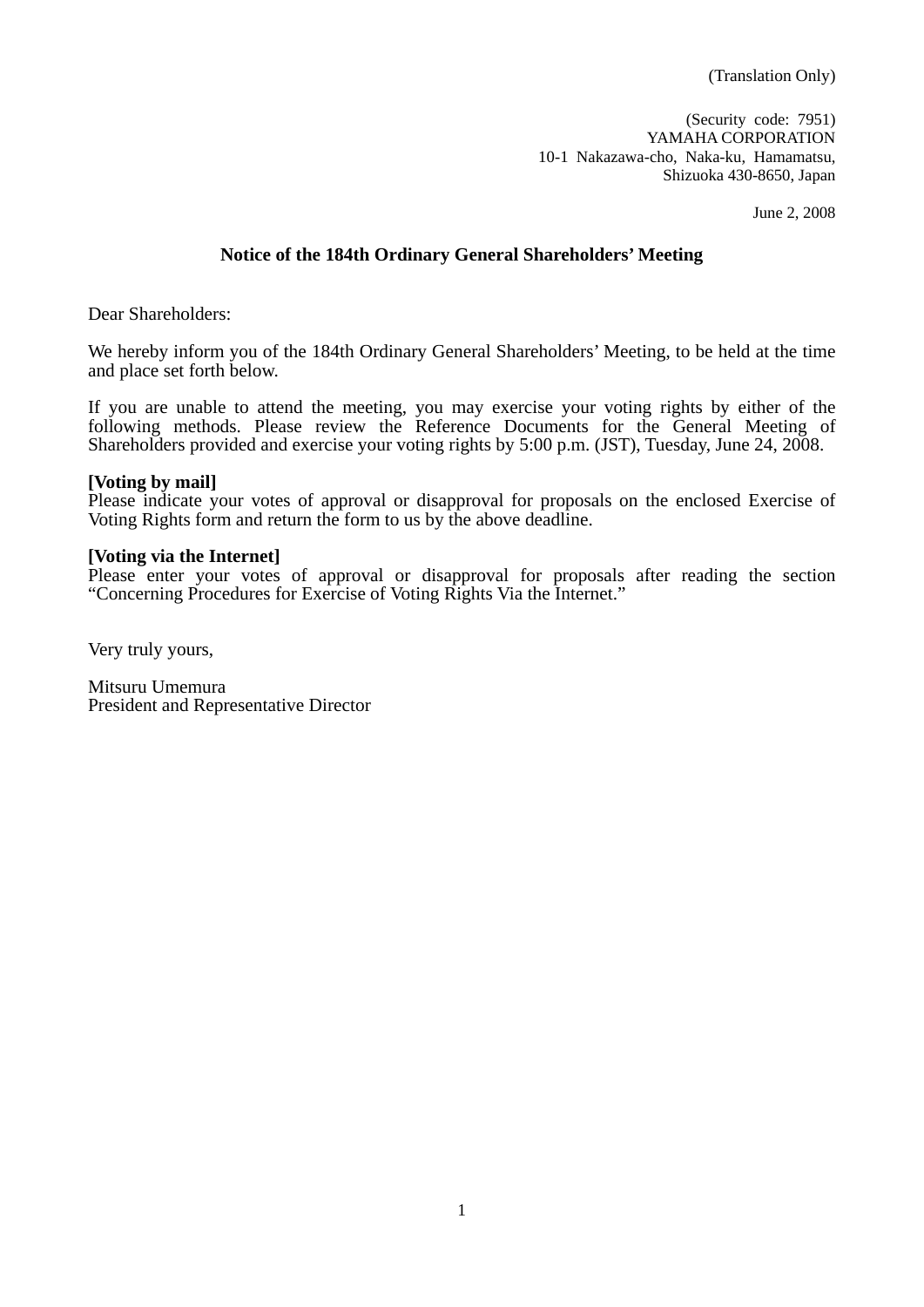(Translation Only)

(Security code: 7951)
YAMAHA CORPORATION
10-1 Nakazawa-cho, Naka-ku, Hamamatsu,
Shizuoka 430-8650, Japan

June 2, 2008

# Notice of the 184th Ordinary General Shareholders' Meeting

Dear Shareholders:

We hereby inform you of the 184th Ordinary General Shareholders' Meeting, to be held at the time and place set forth below.

If you are unable to attend the meeting, you may exercise your voting rights by either of the following methods. Please review the Reference Documents for the General Meeting of Shareholders provided and exercise your voting rights by 5:00 p.m. (JST), Tuesday, June 24, 2008.

**[Voting by mail]**
Please indicate your votes of approval or disapproval for proposals on the enclosed Exercise of Voting Rights form and return the form to us by the above deadline.

**[Voting via the Internet]**
Please enter your votes of approval or disapproval for proposals after reading the section "Concerning Procedures for Exercise of Voting Rights Via the Internet."

Very truly yours,

Mitsuru Umemura
President and Representative Director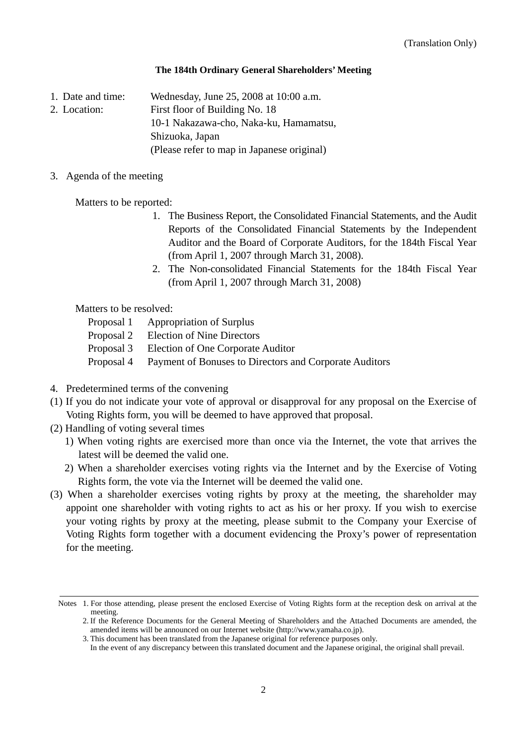(Translation Only)

### The 184th Ordinary General Shareholders' Meeting

1. Date and time: Wednesday, June 25, 2008 at 10:00 a.m.
2. Location: First floor of Building No. 18
   10-1 Nakazawa-cho, Naka-ku, Hamamatsu,
   Shizuoka, Japan
   (Please refer to map in Japanese original)

3. Agenda of the meeting

   Matters to be reported:

   1. The Business Report, the Consolidated Financial Statements, and the Audit Reports of the Consolidated Financial Statements by the Independent Auditor and the Board of Corporate Auditors, for the 184th Fiscal Year (from April 1, 2007 through March 31, 2008).
   2. The Non-consolidated Financial Statements for the 184th Fiscal Year (from April 1, 2007 through March 31, 2008)

   Matters to be resolved:

   Proposal 1 Appropriation of Surplus
   Proposal 2 Election of Nine Directors
   Proposal 3 Election of One Corporate Auditor
   Proposal 4 Payment of Bonuses to Directors and Corporate Auditors

4. Predetermined terms of the convening

(1) If you do not indicate your vote of approval or disapproval for any proposal on the Exercise of Voting Rights form, you will be deemed to have approved that proposal.

(2) Handling of voting several times
   1) When voting rights are exercised more than once via the Internet, the vote that arrives the latest will be deemed the valid one.
   2) When a shareholder exercises voting rights via the Internet and by the Exercise of Voting Rights form, the vote via the Internet will be deemed the valid one.

(3) When a shareholder exercises voting rights by proxy at the meeting, the shareholder may appoint one shareholder with voting rights to act as his or her proxy. If you wish to exercise your voting rights by proxy at the meeting, please submit to the Company your Exercise of Voting Rights form together with a document evidencing the Proxy's power of representation for the meeting.

---

Notes 1. For those attending, please present the enclosed Exercise of Voting Rights form at the reception desk on arrival at the meeting.
2. If the Reference Documents for the General Meeting of Shareholders and the Attached Documents are amended, the amended items will be announced on our Internet website (http://www.yamaha.co.jp).
3. This document has been translated from the Japanese original for reference purposes only.
In the event of any discrepancy between this translated document and the Japanese original, the original shall prevail.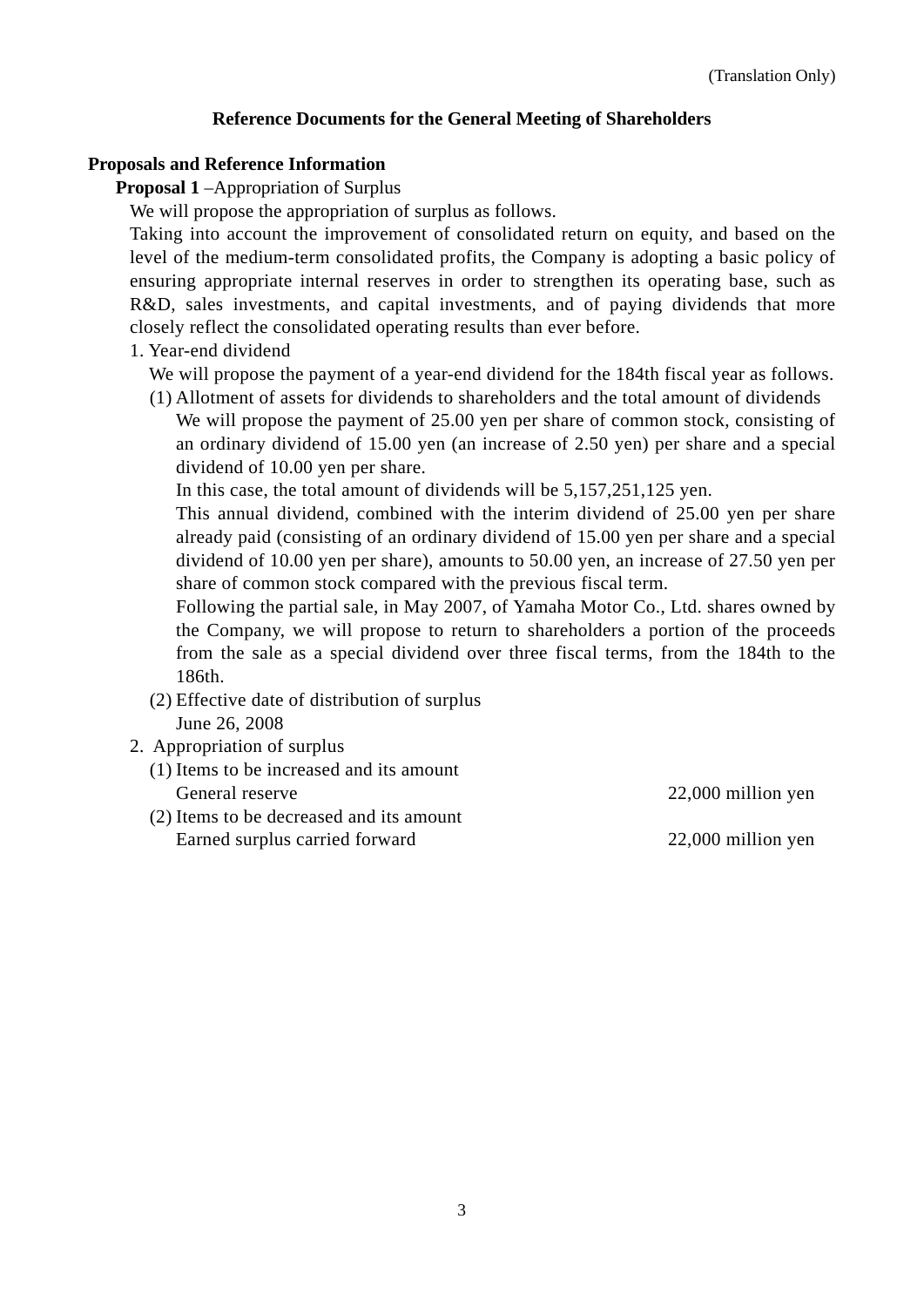(Translation Only)

## Reference Documents for the General Meeting of Shareholders

### Proposals and Reference Information

**Proposal 1** –Appropriation of Surplus

We will propose the appropriation of surplus as follows.

Taking into account the improvement of consolidated return on equity, and based on the level of the medium-term consolidated profits, the Company is adopting a basic policy of ensuring appropriate internal reserves in order to strengthen its operating base, such as R&D, sales investments, and capital investments, and of paying dividends that more closely reflect the consolidated operating results than ever before.

1. Year-end dividend

   We will propose the payment of a year-end dividend for the 184th fiscal year as follows.

   (1) Allotment of assets for dividends to shareholders and the total amount of dividends

   We will propose the payment of 25.00 yen per share of common stock, consisting of an ordinary dividend of 15.00 yen (an increase of 2.50 yen) per share and a special dividend of 10.00 yen per share.

   In this case, the total amount of dividends will be 5,157,251,125 yen.

   This annual dividend, combined with the interim dividend of 25.00 yen per share already paid (consisting of an ordinary dividend of 15.00 yen per share and a special dividend of 10.00 yen per share), amounts to 50.00 yen, an increase of 27.50 yen per share of common stock compared with the previous fiscal term.

   Following the partial sale, in May 2007, of Yamaha Motor Co., Ltd. shares owned by the Company, we will propose to return to shareholders a portion of the proceeds from the sale as a special dividend over three fiscal terms, from the 184th to the 186th.

   (2) Effective date of distribution of surplus

   June 26, 2008

2. Appropriation of surplus

   (1) Items to be increased and its amount

   | | |
   |---|---|
   | General reserve | 22,000 million yen |

   (2) Items to be decreased and its amount

   | | |
   |---|---|
   | Earned surplus carried forward | 22,000 million yen |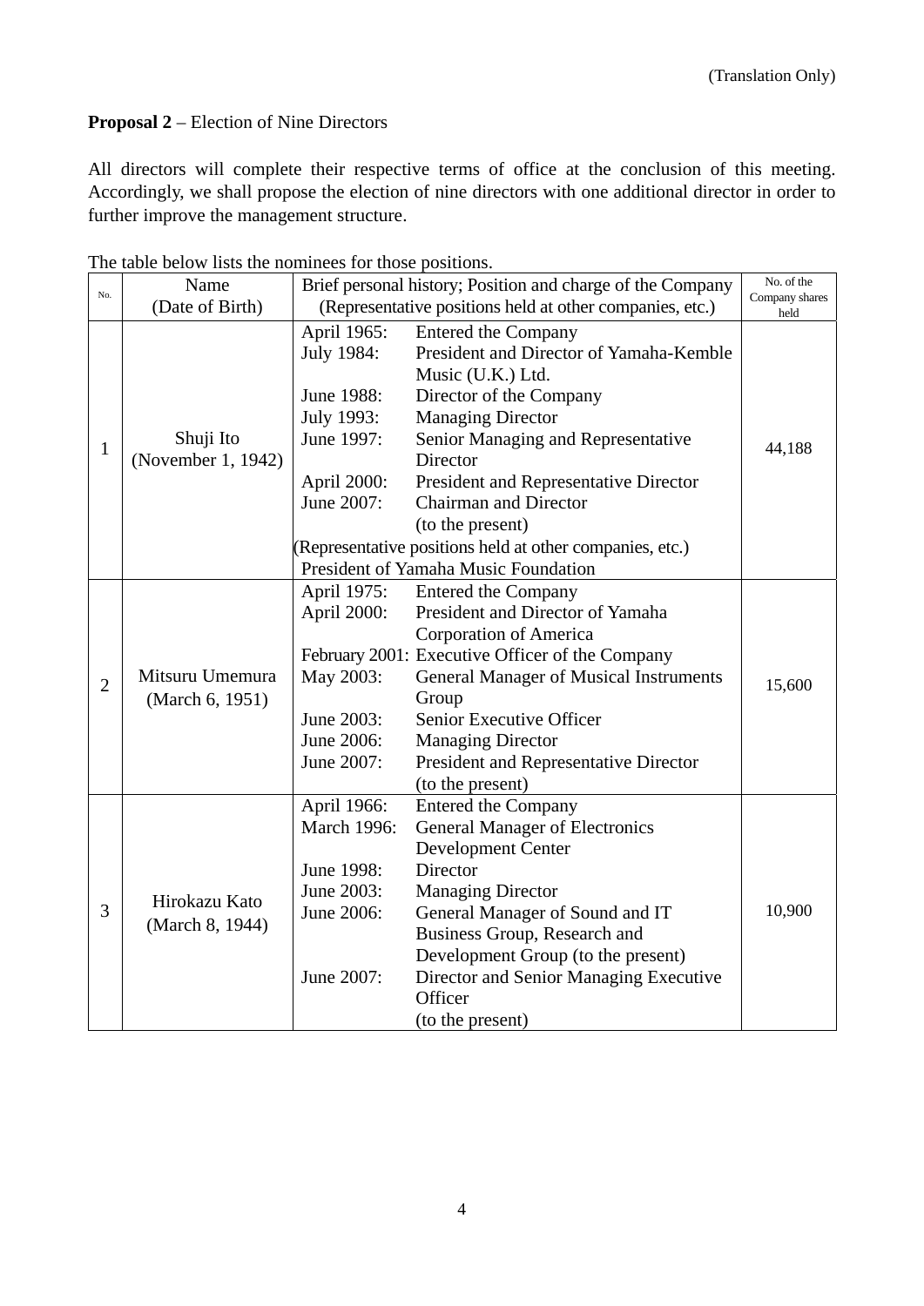(Translation Only)

**Proposal 2** – Election of Nine Directors

All directors will complete their respective terms of office at the conclusion of this meeting. Accordingly, we shall propose the election of nine directors with one additional director in order to further improve the management structure.

The table below lists the nominees for those positions.

| No. | Name (Date of Birth) | Brief personal history; Position and charge of the Company (Representative positions held at other companies, etc.) | No. of the Company shares held |
|---|---|---|---|
| 1 | Shuji Ito (November 1, 1942) | April 1965: Entered the Company<br>July 1984: President and Director of Yamaha-Kemble Music (U.K.) Ltd.<br>June 1988: Director of the Company<br>July 1993: Managing Director<br>June 1997: Senior Managing and Representative Director<br>April 2000: President and Representative Director<br>June 2007: Chairman and Director (to the present)<br>(Representative positions held at other companies, etc.)<br>President of Yamaha Music Foundation | 44,188 |
| 2 | Mitsuru Umemura (March 6, 1951) | April 1975: Entered the Company<br>April 2000: President and Director of Yamaha Corporation of America<br>February 2001: Executive Officer of the Company<br>May 2003: General Manager of Musical Instruments Group<br>June 2003: Senior Executive Officer<br>June 2006: Managing Director<br>June 2007: President and Representative Director (to the present) | 15,600 |
| 3 | Hirokazu Kato (March 8, 1944) | April 1966: Entered the Company<br>March 1996: General Manager of Electronics Development Center<br>June 1998: Director<br>June 2003: Managing Director<br>June 2006: General Manager of Sound and IT Business Group, Research and Development Group (to the present)<br>June 2007: Director and Senior Managing Executive Officer (to the present) | 10,900 |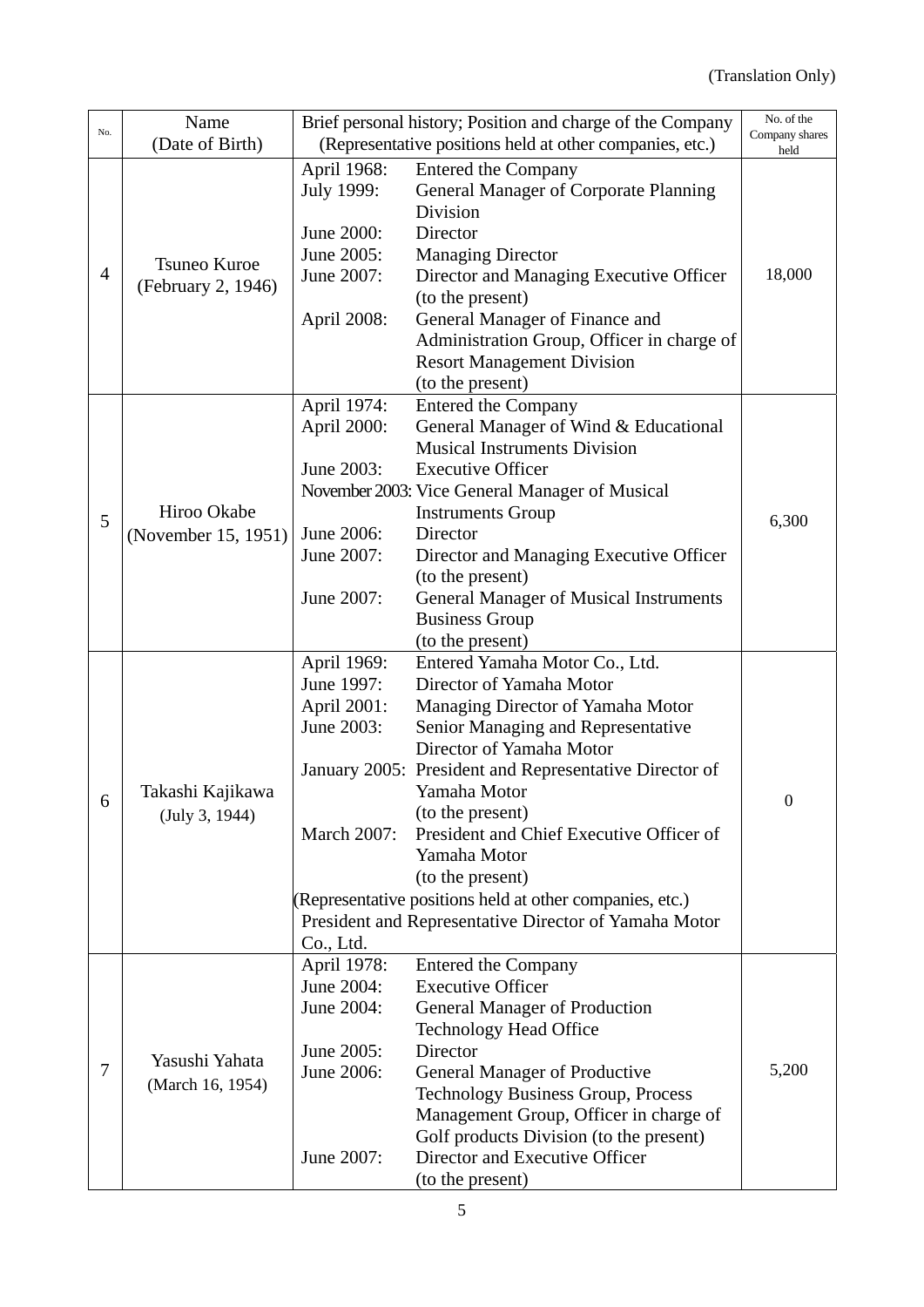(Translation Only)

| No. | Name (Date of Birth) | Brief personal history; Position and charge of the Company (Representative positions held at other companies, etc.) | No. of the Company shares held |
|---|---|---|---|
| 4 | Tsuneo Kuroe (February 2, 1946) | April 1968: Entered the Company<br>July 1999: General Manager of Corporate Planning Division<br>June 2000: Director<br>June 2005: Managing Director<br>June 2007: Director and Managing Executive Officer (to the present)<br>April 2008: General Manager of Finance and Administration Group, Officer in charge of Resort Management Division (to the present) | 18,000 |
| 5 | Hiroo Okabe (November 15, 1951) | April 1974: Entered the Company<br>April 2000: General Manager of Wind & Educational Musical Instruments Division<br>June 2003: Executive Officer<br>November 2003: Vice General Manager of Musical Instruments Group<br>June 2006: Director<br>June 2007: Director and Managing Executive Officer (to the present)<br>June 2007: General Manager of Musical Instruments Business Group (to the present) | 6,300 |
| 6 | Takashi Kajikawa (July 3, 1944) | April 1969: Entered Yamaha Motor Co., Ltd.<br>June 1997: Director of Yamaha Motor<br>April 2001: Managing Director of Yamaha Motor<br>June 2003: Senior Managing and Representative Director of Yamaha Motor<br>January 2005: President and Representative Director of Yamaha Motor (to the present)<br>March 2007: President and Chief Executive Officer of Yamaha Motor (to the present)<br>(Representative positions held at other companies, etc.)<br>President and Representative Director of Yamaha Motor Co., Ltd. | 0 |
| 7 | Yasushi Yahata (March 16, 1954) | April 1978: Entered the Company<br>June 2004: Executive Officer<br>June 2004: General Manager of Production Technology Head Office<br>June 2005: Director<br>June 2006: General Manager of Productive Technology Business Group, Process Management Group, Officer in charge of Golf products Division (to the present)<br>June 2007: Director and Executive Officer (to the present) | 5,200 |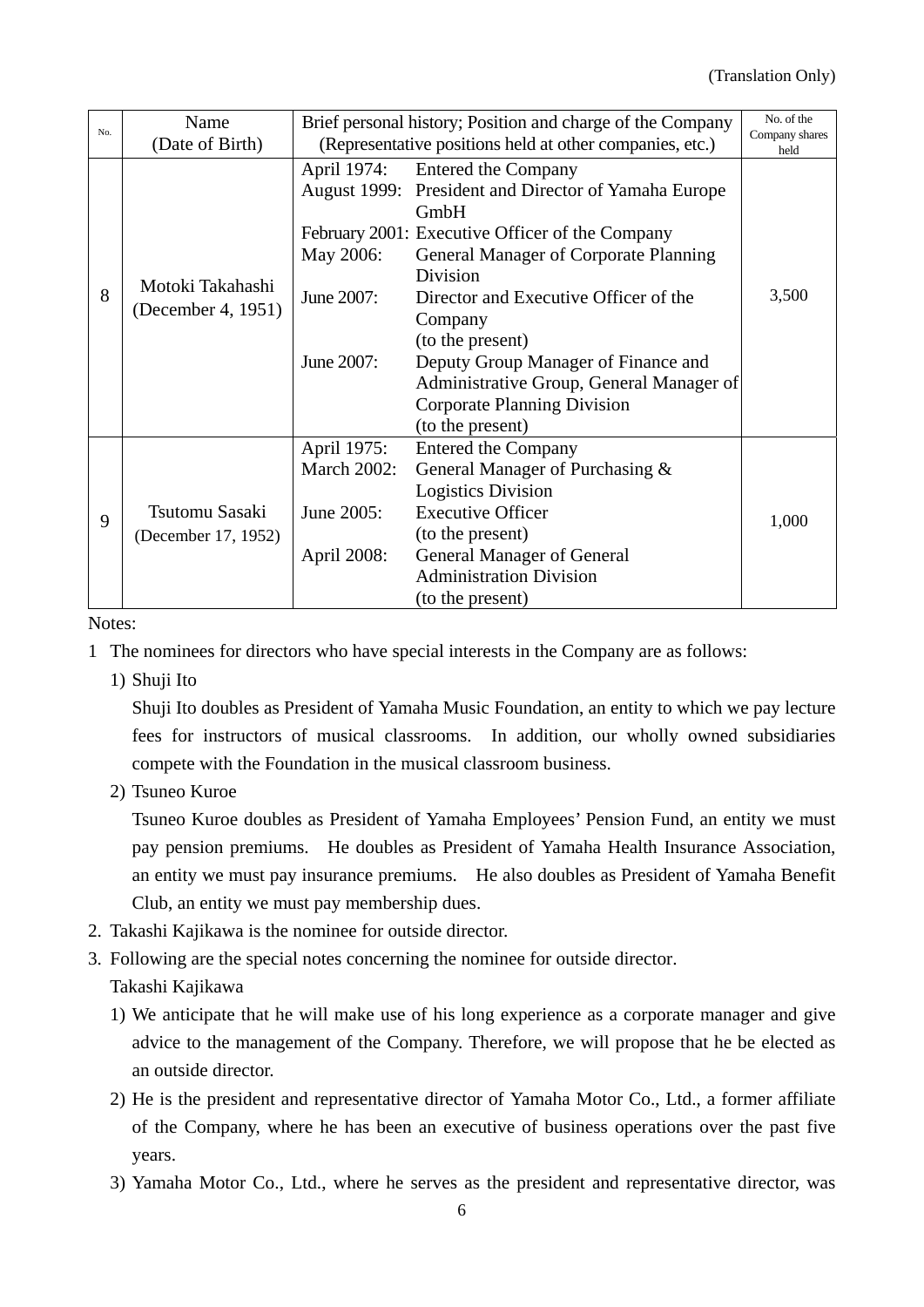(Translation Only)

| No. | Name (Date of Birth) | Brief personal history; Position and charge of the Company (Representative positions held at other companies, etc.) | No. of the Company shares held |
|---|---|---|---|
| 8 | Motoki Takahashi (December 4, 1951) | April 1974: Entered the Company<br>August 1999: President and Director of Yamaha Europe GmbH<br>February 2001: Executive Officer of the Company<br>May 2006: General Manager of Corporate Planning Division<br>June 2007: Director and Executive Officer of the Company (to the present)<br>June 2007: Deputy Group Manager of Finance and Administrative Group, General Manager of Corporate Planning Division (to the present) | 3,500 |
| 9 | Tsutomu Sasaki (December 17, 1952) | April 1975: Entered the Company<br>March 2002: General Manager of Purchasing & Logistics Division<br>June 2005: Executive Officer (to the present)<br>April 2008: General Manager of General Administration Division (to the present) | 1,000 |

Notes:

1 The nominees for directors who have special interests in the Company are as follows:

1) Shuji Ito

Shuji Ito doubles as President of Yamaha Music Foundation, an entity to which we pay lecture fees for instructors of musical classrooms. In addition, our wholly owned subsidiaries compete with the Foundation in the musical classroom business.

2) Tsuneo Kuroe

Tsuneo Kuroe doubles as President of Yamaha Employees' Pension Fund, an entity we must pay pension premiums. He doubles as President of Yamaha Health Insurance Association, an entity we must pay insurance premiums. He also doubles as President of Yamaha Benefit Club, an entity we must pay membership dues.

2. Takashi Kajikawa is the nominee for outside director.

3. Following are the special notes concerning the nominee for outside director.

Takashi Kajikawa

1) We anticipate that he will make use of his long experience as a corporate manager and give advice to the management of the Company. Therefore, we will propose that he be elected as an outside director.

2) He is the president and representative director of Yamaha Motor Co., Ltd., a former affiliate of the Company, where he has been an executive of business operations over the past five years.

3) Yamaha Motor Co., Ltd., where he serves as the president and representative director, was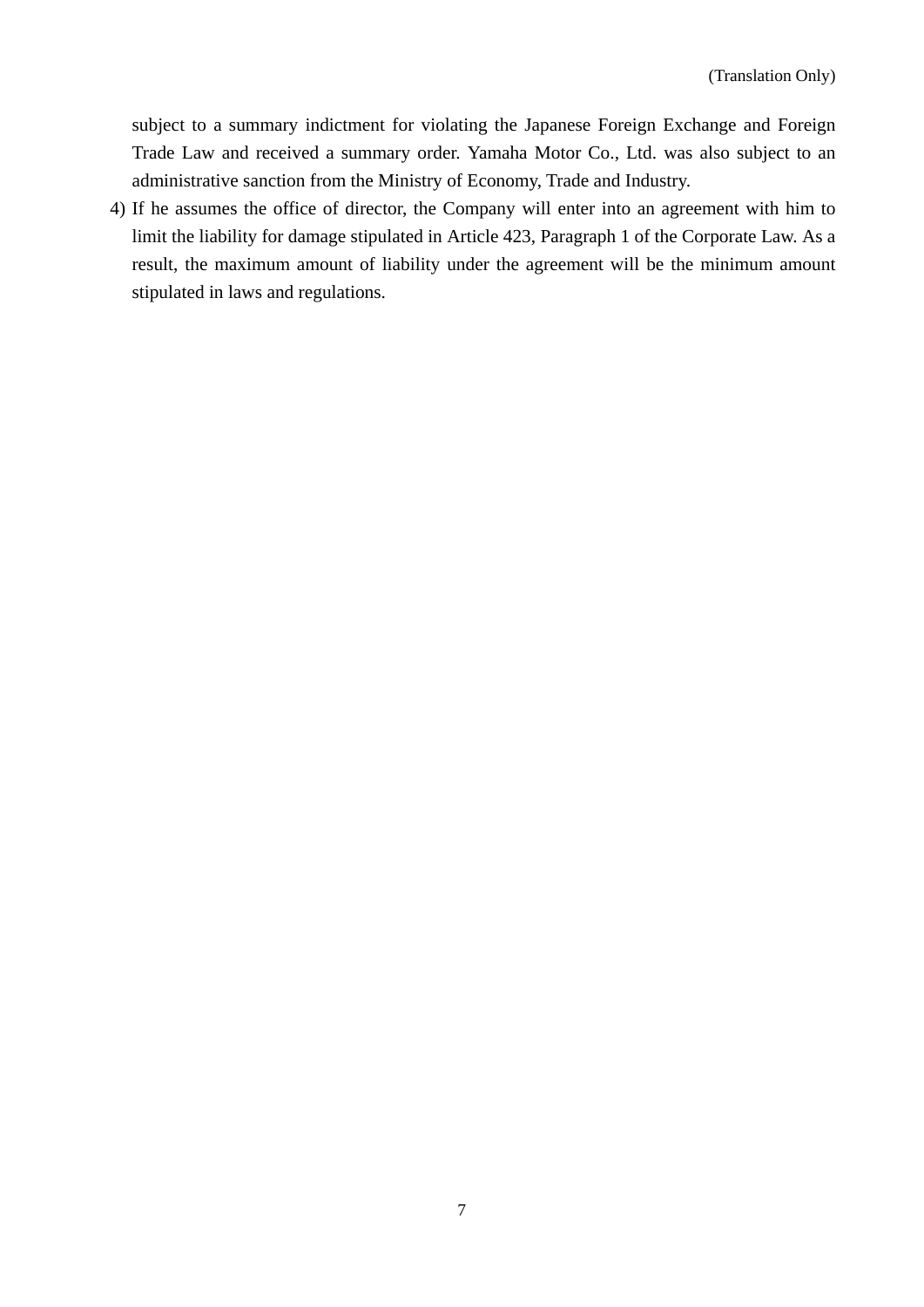subject to a summary indictment for violating the Japanese Foreign Exchange and Foreign Trade Law and received a summary order. Yamaha Motor Co., Ltd. was also subject to an administrative sanction from the Ministry of Economy, Trade and Industry.

4) If he assumes the office of director, the Company will enter into an agreement with him to limit the liability for damage stipulated in Article 423, Paragraph 1 of the Corporate Law. As a result, the maximum amount of liability under the agreement will be the minimum amount stipulated in laws and regulations.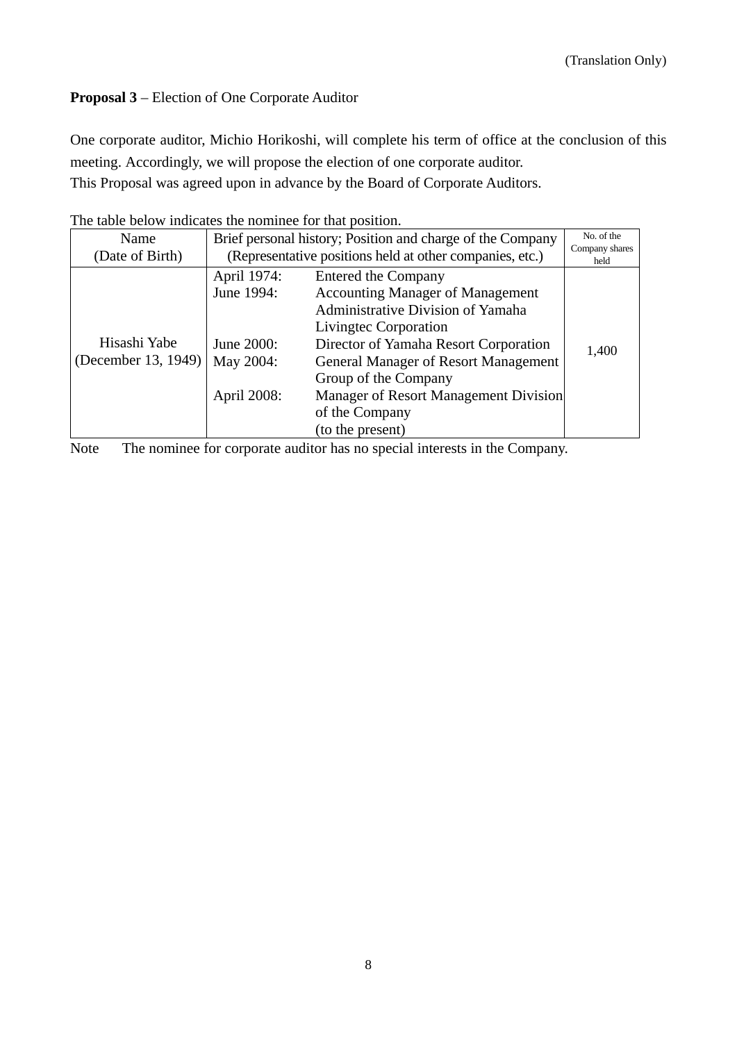(Translation Only)

**Proposal 3** – Election of One Corporate Auditor

One corporate auditor, Michio Horikoshi, will complete his term of office at the conclusion of this meeting. Accordingly, we will propose the election of one corporate auditor.
This Proposal was agreed upon in advance by the Board of Corporate Auditors.

The table below indicates the nominee for that position.

| Name (Date of Birth) | Brief personal history; Position and charge of the Company (Representative positions held at other companies, etc.) | | No. of the Company shares held |
|---|---|---|---|
| Hisashi Yabe (December 13, 1949) | April 1974: | Entered the Company | 1,400 |
| | June 1994: | Accounting Manager of Management Administrative Division of Yamaha Livingtec Corporation | |
| | June 2000: | Director of Yamaha Resort Corporation | |
| | May 2004: | General Manager of Resort Management Group of the Company | |
| | April 2008: | Manager of Resort Management Division of the Company (to the present) | |

Note The nominee for corporate auditor has no special interests in the Company.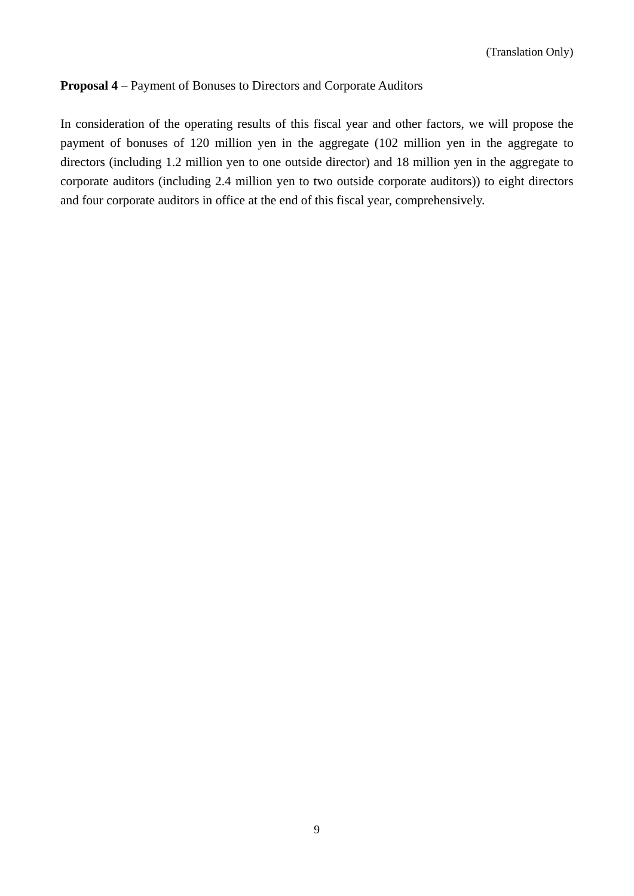(Translation Only)

**Proposal 4** – Payment of Bonuses to Directors and Corporate Auditors

In consideration of the operating results of this fiscal year and other factors, we will propose the payment of bonuses of 120 million yen in the aggregate (102 million yen in the aggregate to directors (including 1.2 million yen to one outside director) and 18 million yen in the aggregate to corporate auditors (including 2.4 million yen to two outside corporate auditors)) to eight directors and four corporate auditors in office at the end of this fiscal year, comprehensively.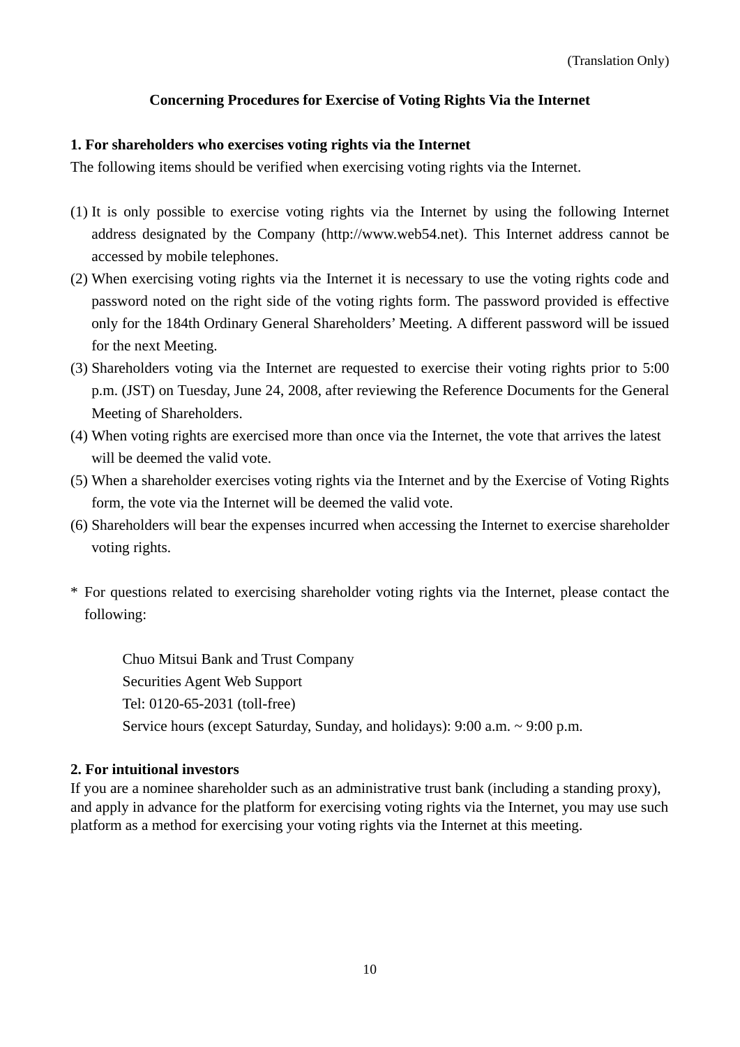(Translation Only)

## Concerning Procedures for Exercise of Voting Rights Via the Internet

### 1. For shareholders who exercises voting rights via the Internet

The following items should be verified when exercising voting rights via the Internet.

(1) It is only possible to exercise voting rights via the Internet by using the following Internet address designated by the Company (http://www.web54.net). This Internet address cannot be accessed by mobile telephones.

(2) When exercising voting rights via the Internet it is necessary to use the voting rights code and password noted on the right side of the voting rights form. The password provided is effective only for the 184th Ordinary General Shareholders' Meeting. A different password will be issued for the next Meeting.

(3) Shareholders voting via the Internet are requested to exercise their voting rights prior to 5:00 p.m. (JST) on Tuesday, June 24, 2008, after reviewing the Reference Documents for the General Meeting of Shareholders.

(4) When voting rights are exercised more than once via the Internet, the vote that arrives the latest will be deemed the valid vote.

(5) When a shareholder exercises voting rights via the Internet and by the Exercise of Voting Rights form, the vote via the Internet will be deemed the valid vote.

(6) Shareholders will bear the expenses incurred when accessing the Internet to exercise shareholder voting rights.

\* For questions related to exercising shareholder voting rights via the Internet, please contact the following:

> Chuo Mitsui Bank and Trust Company
> Securities Agent Web Support
> Tel: 0120-65-2031 (toll-free)
> Service hours (except Saturday, Sunday, and holidays): 9:00 a.m. ~ 9:00 p.m.

### 2. For intuitional investors

If you are a nominee shareholder such as an administrative trust bank (including a standing proxy), and apply in advance for the platform for exercising voting rights via the Internet, you may use such platform as a method for exercising your voting rights via the Internet at this meeting.